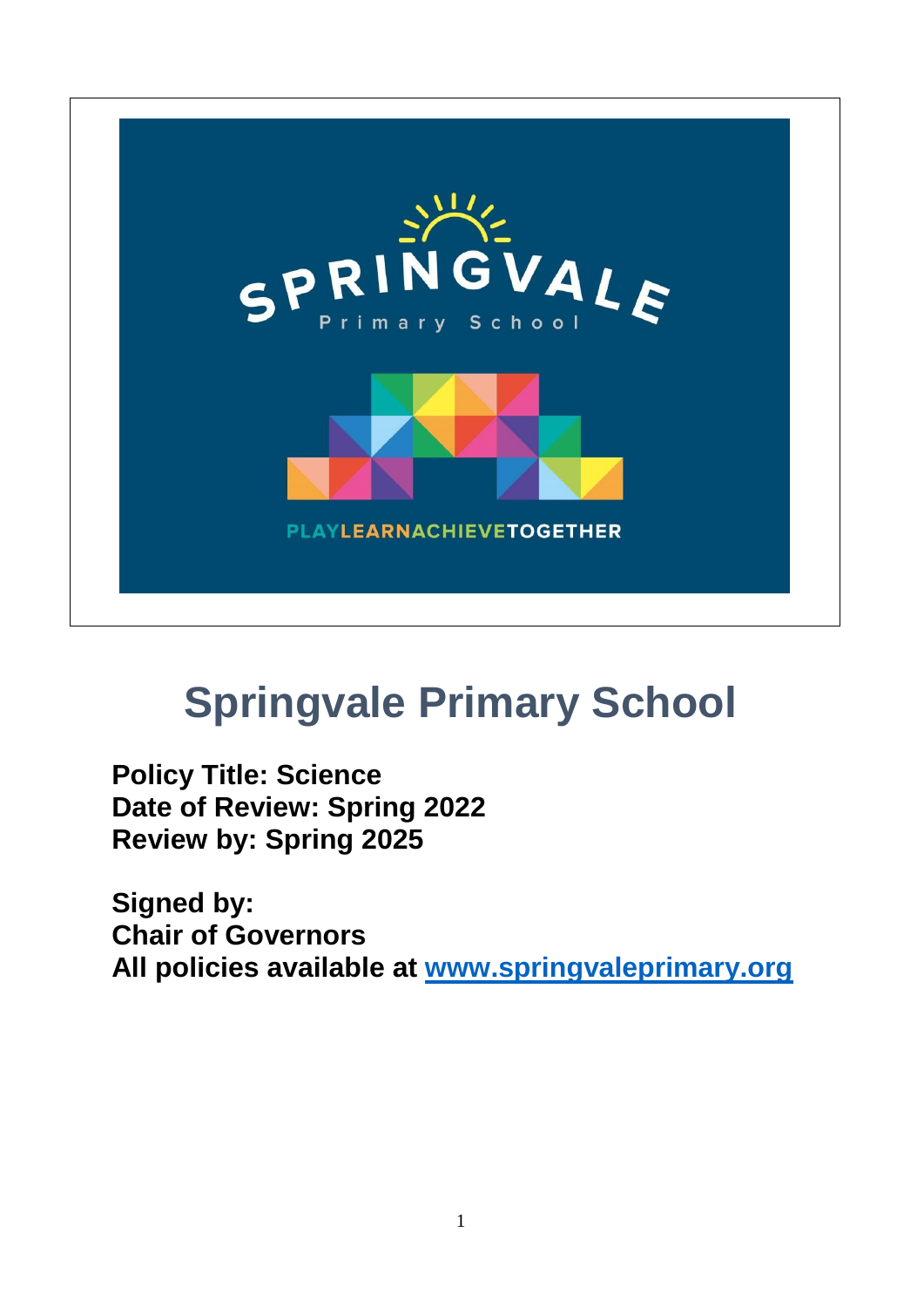# Springvale Primary School

**Policy Title: Science**
**Date of Review: Spring 2022**
**Review by: Spring 2025**

**Signed by:**
**Chair of Governors**
**All policies available at [www.springvaleprimary.org](http://www.springvaleprimary.org)**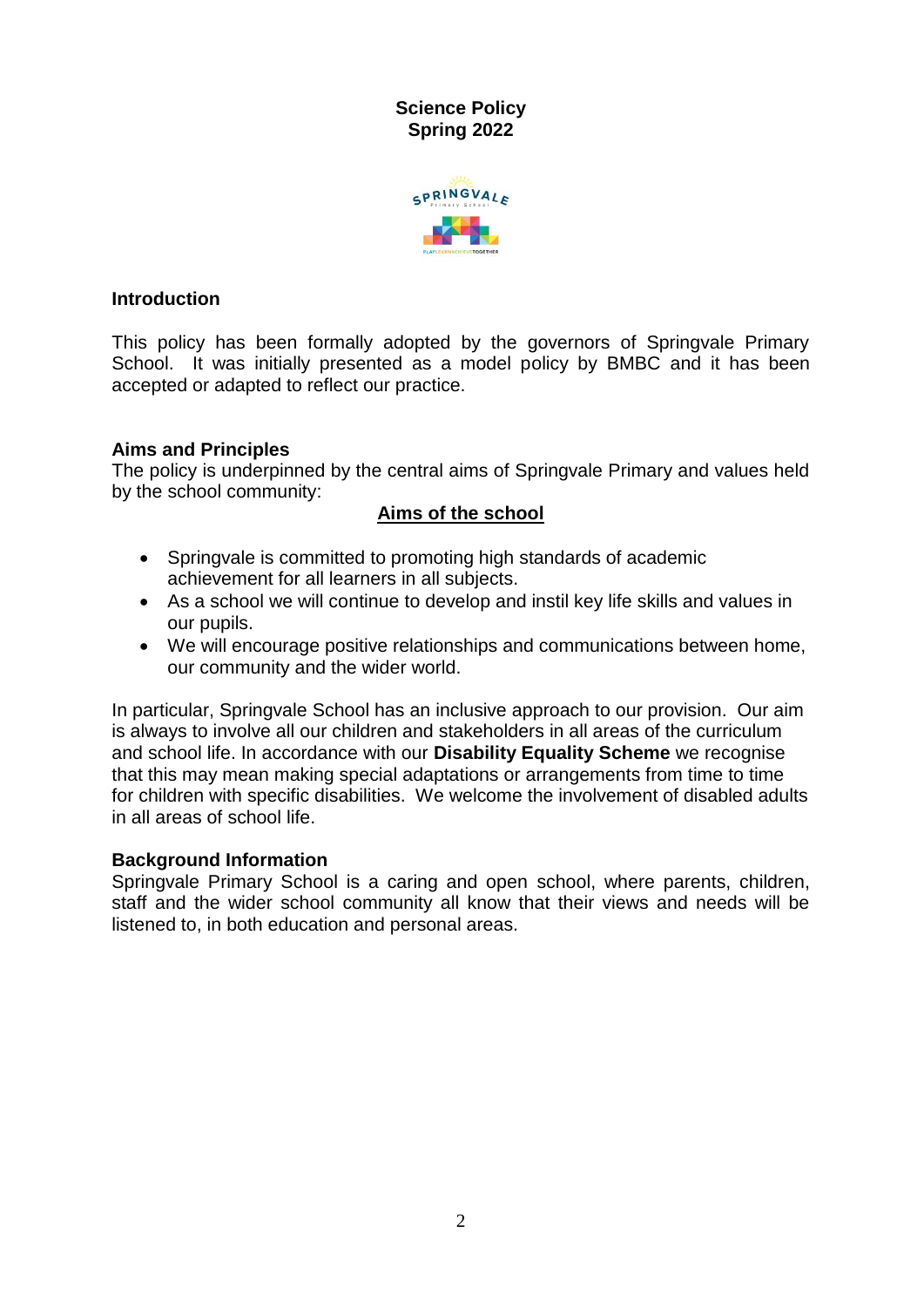**Science Policy**
**Spring 2022**

## Introduction

This policy has been formally adopted by the governors of Springvale Primary School. It was initially presented as a model policy by BMBC and it has been accepted or adapted to reflect our practice.

## Aims and Principles

The policy is underpinned by the central aims of Springvale Primary and values held by the school community:

### Aims of the school

- Springvale is committed to promoting high standards of academic achievement for all learners in all subjects.
- As a school we will continue to develop and instil key life skills and values in our pupils.
- We will encourage positive relationships and communications between home, our community and the wider world.

In particular, Springvale School has an inclusive approach to our provision. Our aim is always to involve all our children and stakeholders in all areas of the curriculum and school life. In accordance with our **Disability Equality Scheme** we recognise that this may mean making special adaptations or arrangements from time to time for children with specific disabilities. We welcome the involvement of disabled adults in all areas of school life.

## Background Information

Springvale Primary School is a caring and open school, where parents, children, staff and the wider school community all know that their views and needs will be listened to, in both education and personal areas.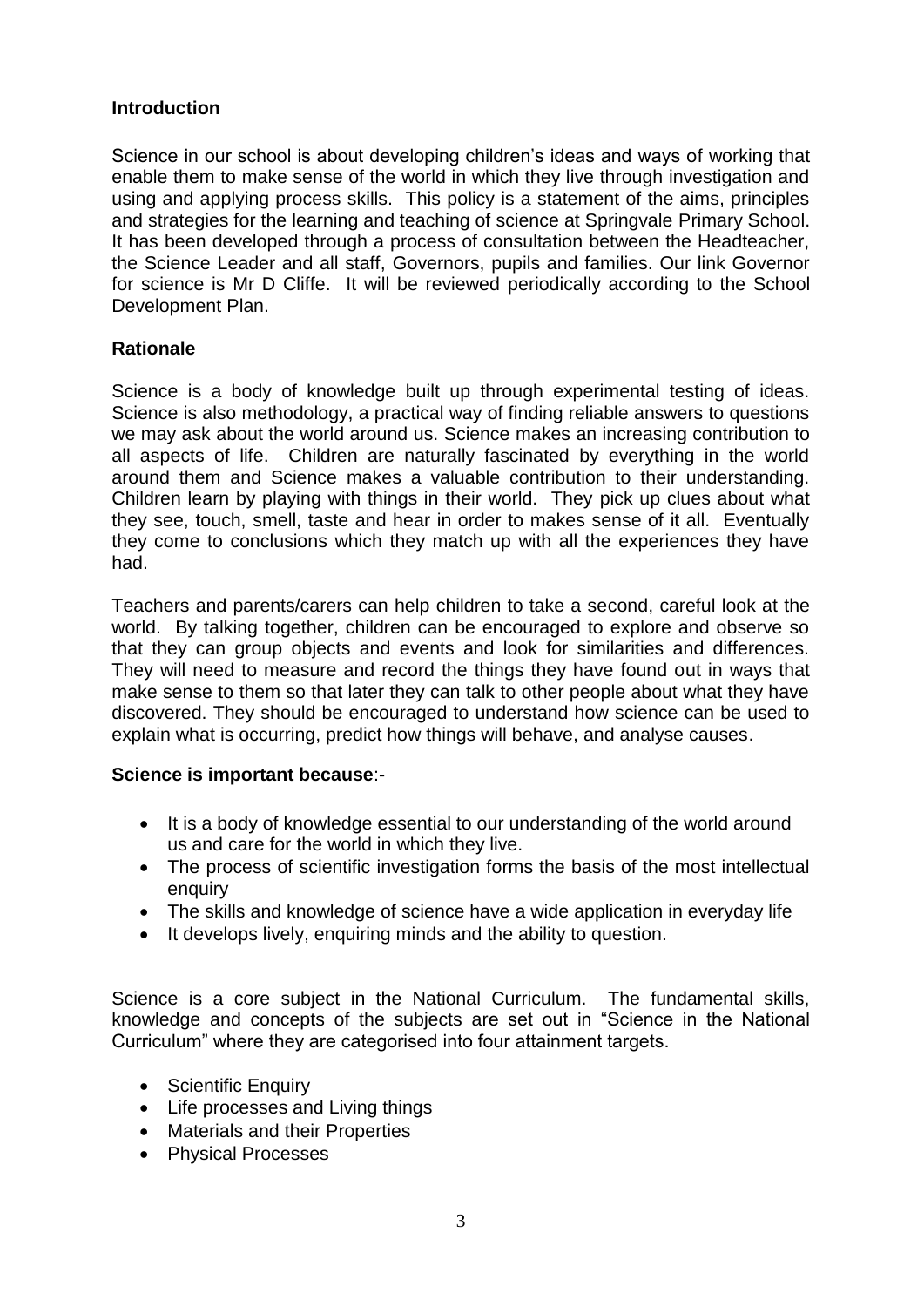## Introduction

Science in our school is about developing children's ideas and ways of working that enable them to make sense of the world in which they live through investigation and using and applying process skills. This policy is a statement of the aims, principles and strategies for the learning and teaching of science at Springvale Primary School. It has been developed through a process of consultation between the Headteacher, the Science Leader and all staff, Governors, pupils and families. Our link Governor for science is Mr D Cliffe. It will be reviewed periodically according to the School Development Plan.

## Rationale

Science is a body of knowledge built up through experimental testing of ideas. Science is also methodology, a practical way of finding reliable answers to questions we may ask about the world around us. Science makes an increasing contribution to all aspects of life. Children are naturally fascinated by everything in the world around them and Science makes a valuable contribution to their understanding. Children learn by playing with things in their world. They pick up clues about what they see, touch, smell, taste and hear in order to makes sense of it all. Eventually they come to conclusions which they match up with all the experiences they have had.

Teachers and parents/carers can help children to take a second, careful look at the world. By talking together, children can be encouraged to explore and observe so that they can group objects and events and look for similarities and differences. They will need to measure and record the things they have found out in ways that make sense to them so that later they can talk to other people about what they have discovered. They should be encouraged to understand how science can be used to explain what is occurring, predict how things will behave, and analyse causes.

**Science is important because**:-

- It is a body of knowledge essential to our understanding of the world around us and care for the world in which they live.
- The process of scientific investigation forms the basis of the most intellectual enquiry
- The skills and knowledge of science have a wide application in everyday life
- It develops lively, enquiring minds and the ability to question.

Science is a core subject in the National Curriculum. The fundamental skills, knowledge and concepts of the subjects are set out in "Science in the National Curriculum" where they are categorised into four attainment targets.

- Scientific Enquiry
- Life processes and Living things
- Materials and their Properties
- Physical Processes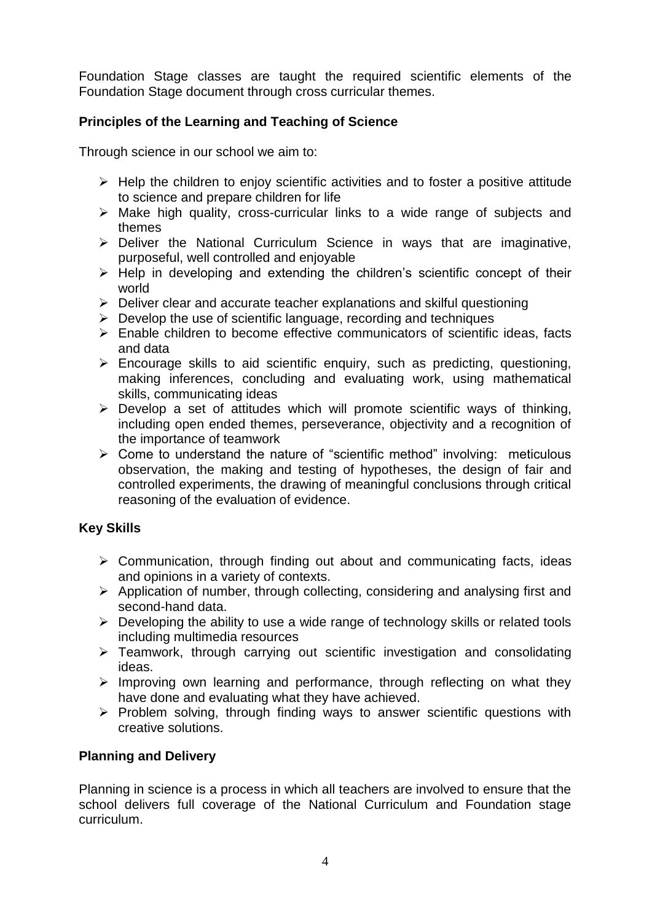Foundation Stage classes are taught the required scientific elements of the Foundation Stage document through cross curricular themes.

### Principles of the Learning and Teaching of Science

Through science in our school we aim to:

- Help the children to enjoy scientific activities and to foster a positive attitude to science and prepare children for life
- Make high quality, cross-curricular links to a wide range of subjects and themes
- Deliver the National Curriculum Science in ways that are imaginative, purposeful, well controlled and enjoyable
- Help in developing and extending the children's scientific concept of their world
- Deliver clear and accurate teacher explanations and skilful questioning
- Develop the use of scientific language, recording and techniques
- Enable children to become effective communicators of scientific ideas, facts and data
- Encourage skills to aid scientific enquiry, such as predicting, questioning, making inferences, concluding and evaluating work, using mathematical skills, communicating ideas
- Develop a set of attitudes which will promote scientific ways of thinking, including open ended themes, perseverance, objectivity and a recognition of the importance of teamwork
- Come to understand the nature of "scientific method" involving: meticulous observation, the making and testing of hypotheses, the design of fair and controlled experiments, the drawing of meaningful conclusions through critical reasoning of the evaluation of evidence.

### Key Skills

- Communication, through finding out about and communicating facts, ideas and opinions in a variety of contexts.
- Application of number, through collecting, considering and analysing first and second-hand data.
- Developing the ability to use a wide range of technology skills or related tools including multimedia resources
- Teamwork, through carrying out scientific investigation and consolidating ideas.
- Improving own learning and performance, through reflecting on what they have done and evaluating what they have achieved.
- Problem solving, through finding ways to answer scientific questions with creative solutions.

### Planning and Delivery

Planning in science is a process in which all teachers are involved to ensure that the school delivers full coverage of the National Curriculum and Foundation stage curriculum.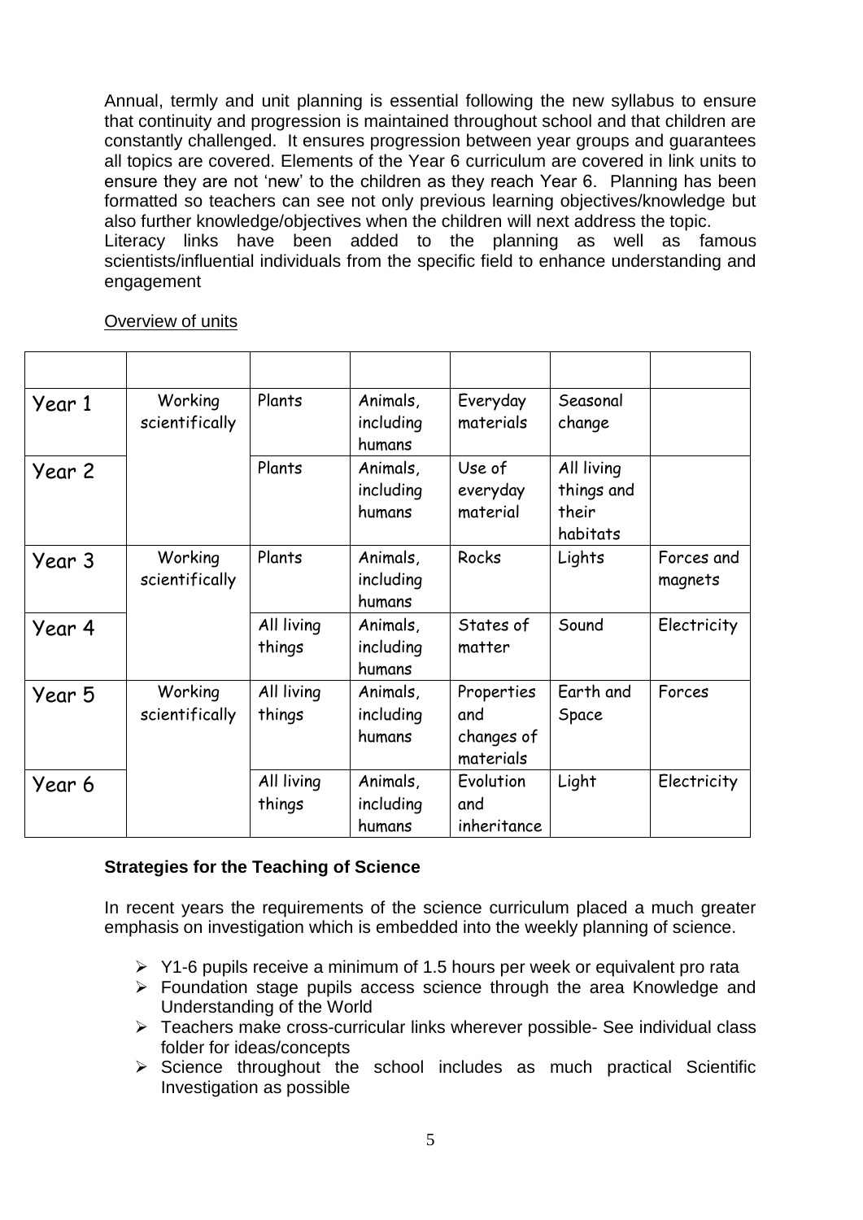Annual, termly and unit planning is essential following the new syllabus to ensure that continuity and progression is maintained throughout school and that children are constantly challenged. It ensures progression between year groups and guarantees all topics are covered. Elements of the Year 6 curriculum are covered in link units to ensure they are not 'new' to the children as they reach Year 6. Planning has been formatted so teachers can see not only previous learning objectives/knowledge but also further knowledge/objectives when the children will next address the topic.
Literacy links have been added to the planning as well as famous scientists/influential individuals from the specific field to enhance understanding and engagement

Overview of units

| | | | | | | |
|---|---|---|---|---|---|---|
| Year 1 | Working scientifically | Plants | Animals, including humans | Everyday materials | Seasonal change | |
| Year 2 | | Plants | Animals, including humans | Use of everyday material | All living things and their habitats | |
| Year 3 | Working scientifically | Plants | Animals, including humans | Rocks | Lights | Forces and magnets |
| Year 4 | | All living things | Animals, including humans | States of matter | Sound | Electricity |
| Year 5 | Working scientifically | All living things | Animals, including humans | Properties and changes of materials | Earth and Space | Forces |
| Year 6 | | All living things | Animals, including humans | Evolution and inheritance | Light | Electricity |

**Strategies for the Teaching of Science**

In recent years the requirements of the science curriculum placed a much greater emphasis on investigation which is embedded into the weekly planning of science.

- Y1-6 pupils receive a minimum of 1.5 hours per week or equivalent pro rata
- Foundation stage pupils access science through the area Knowledge and Understanding of the World
- Teachers make cross-curricular links wherever possible- See individual class folder for ideas/concepts
- Science throughout the school includes as much practical Scientific Investigation as possible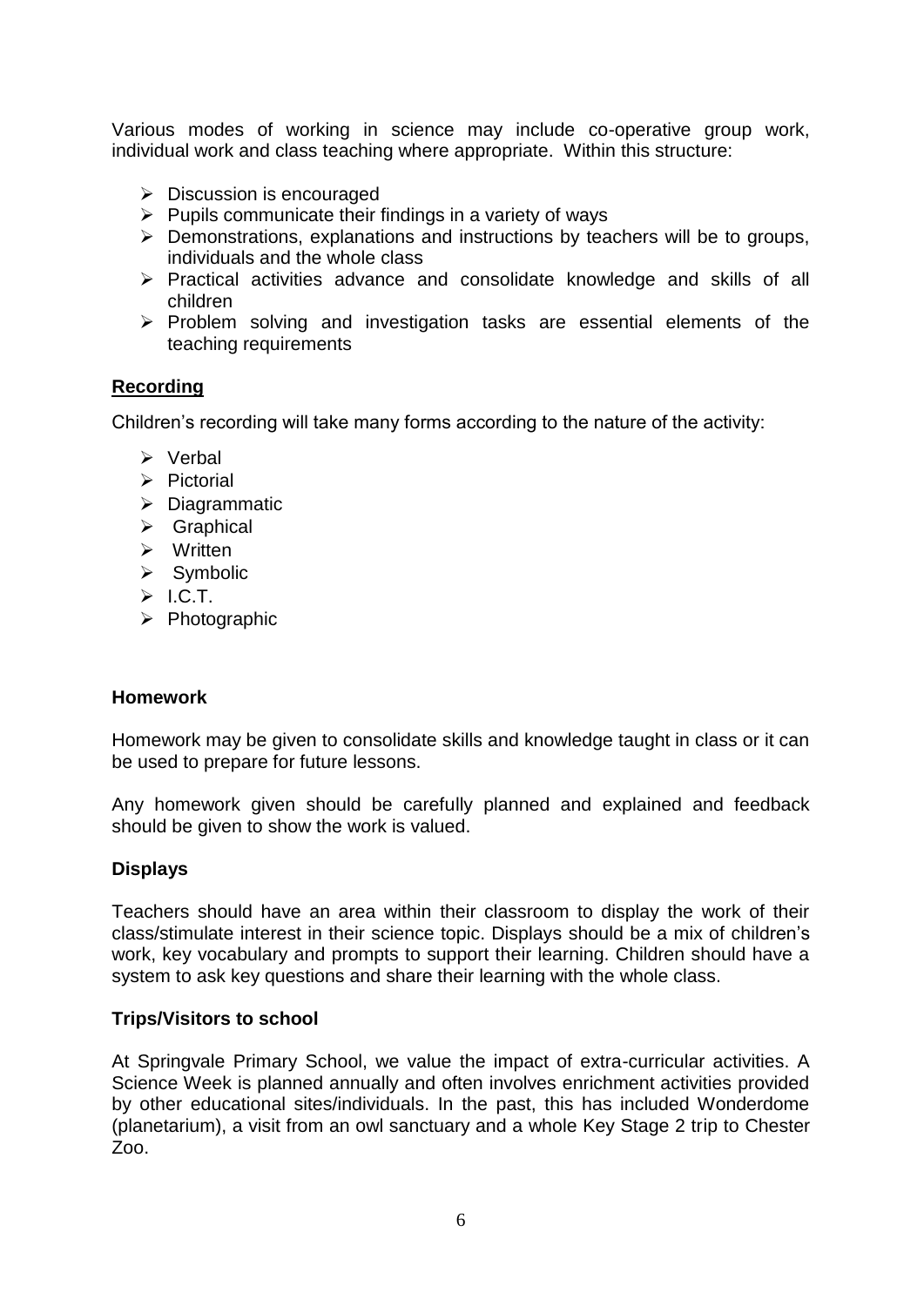Various modes of working in science may include co-operative group work, individual work and class teaching where appropriate. Within this structure:

- Discussion is encouraged
- Pupils communicate their findings in a variety of ways
- Demonstrations, explanations and instructions by teachers will be to groups, individuals and the whole class
- Practical activities advance and consolidate knowledge and skills of all children
- Problem solving and investigation tasks are essential elements of the teaching requirements

## Recording

Children's recording will take many forms according to the nature of the activity:

- Verbal
- Pictorial
- Diagrammatic
- Graphical
- Written
- Symbolic
- I.C.T.
- Photographic

## Homework

Homework may be given to consolidate skills and knowledge taught in class or it can be used to prepare for future lessons.

Any homework given should be carefully planned and explained and feedback should be given to show the work is valued.

## Displays

Teachers should have an area within their classroom to display the work of their class/stimulate interest in their science topic. Displays should be a mix of children's work, key vocabulary and prompts to support their learning. Children should have a system to ask key questions and share their learning with the whole class.

## Trips/Visitors to school

At Springvale Primary School, we value the impact of extra-curricular activities. A Science Week is planned annually and often involves enrichment activities provided by other educational sites/individuals. In the past, this has included Wonderdome (planetarium), a visit from an owl sanctuary and a whole Key Stage 2 trip to Chester Zoo.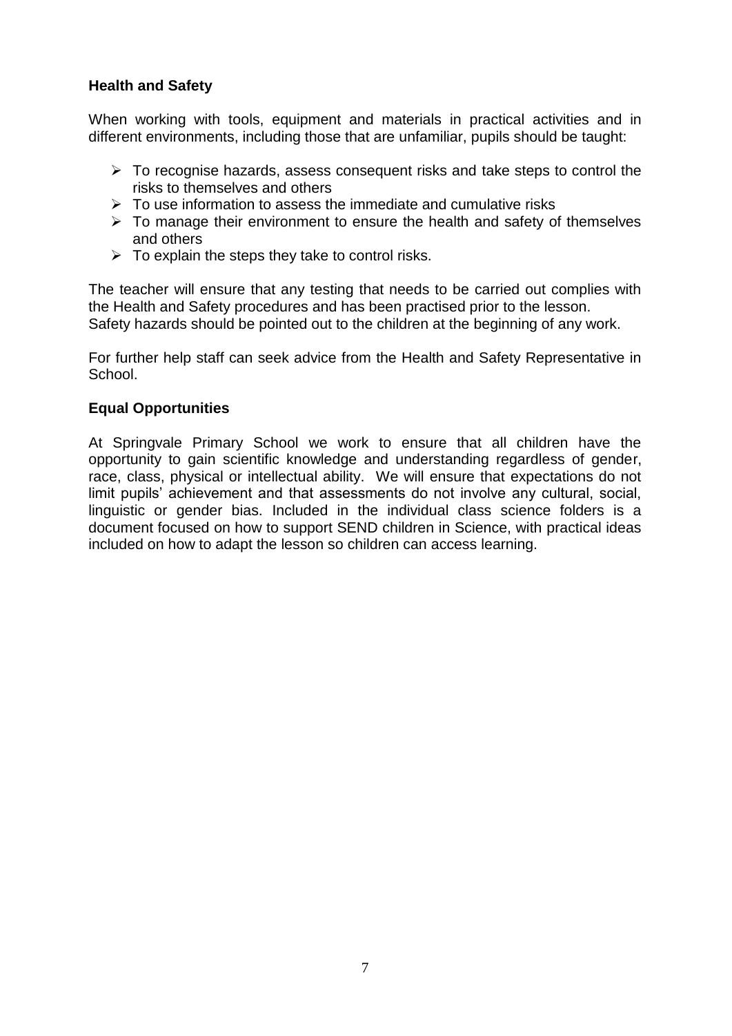**Health and Safety**

When working with tools, equipment and materials in practical activities and in different environments, including those that are unfamiliar, pupils should be taught:

- To recognise hazards, assess consequent risks and take steps to control the risks to themselves and others
- To use information to assess the immediate and cumulative risks
- To manage their environment to ensure the health and safety of themselves and others
- To explain the steps they take to control risks.

The teacher will ensure that any testing that needs to be carried out complies with the Health and Safety procedures and has been practised prior to the lesson.
Safety hazards should be pointed out to the children at the beginning of any work.

For further help staff can seek advice from the Health and Safety Representative in School.

**Equal Opportunities**

At Springvale Primary School we work to ensure that all children have the opportunity to gain scientific knowledge and understanding regardless of gender, race, class, physical or intellectual ability. We will ensure that expectations do not limit pupils' achievement and that assessments do not involve any cultural, social, linguistic or gender bias. Included in the individual class science folders is a document focused on how to support SEND children in Science, with practical ideas included on how to adapt the lesson so children can access learning.